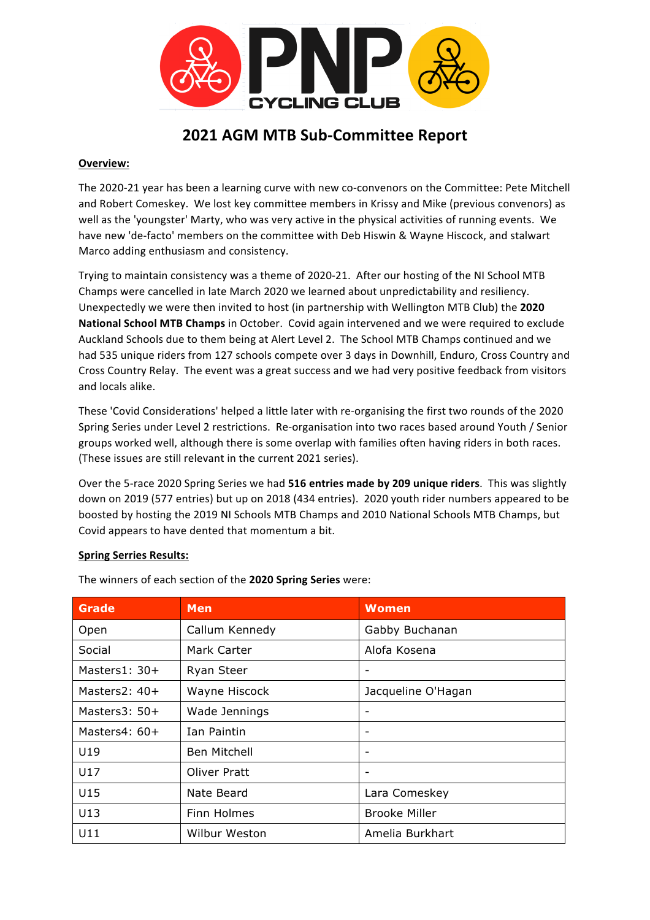PNP CYCLING CLUB

# 2021 AGM MTB Sub-Committee Report

**Overview:**

The 2020-21 year has been a learning curve with new co-convenors on the Committee: Pete Mitchell and Robert Comeskey. We lost key committee members in Krissy and Mike (previous convenors) as well as the 'youngster' Marty, who was very active in the physical activities of running events. We have new 'de-facto' members on the committee with Deb Hiswin & Wayne Hiscock, and stalwart Marco adding enthusiasm and consistency.

Trying to maintain consistency was a theme of 2020-21. After our hosting of the NI School MTB Champs were cancelled in late March 2020 we learned about unpredictability and resiliency. Unexpectedly we were then invited to host (in partnership with Wellington MTB Club) the **2020 National School MTB Champs** in October. Covid again intervened and we were required to exclude Auckland Schools due to them being at Alert Level 2. The School MTB Champs continued and we had 535 unique riders from 127 schools compete over 3 days in Downhill, Enduro, Cross Country and Cross Country Relay. The event was a great success and we had very positive feedback from visitors and locals alike.

These 'Covid Considerations' helped a little later with re-organising the first two rounds of the 2020 Spring Series under Level 2 restrictions. Re-organisation into two races based around Youth / Senior groups worked well, although there is some overlap with families often having riders in both races. (These issues are still relevant in the current 2021 series).

Over the 5-race 2020 Spring Series we had **516 entries made by 209 unique riders**. This was slightly down on 2019 (577 entries) but up on 2018 (434 entries). 2020 youth rider numbers appeared to be boosted by hosting the 2019 NI Schools MTB Champs and 2010 National Schools MTB Champs, but Covid appears to have dented that momentum a bit.

**Spring Series Results:**

The winners of each section of the **2020 Spring Series** were:

| Grade | Men | Women |
|---|---|---|
| Open | Callum Kennedy | Gabby Buchanan |
| Social | Mark Carter | Alofa Kosena |
| Masters1: 30+ | Ryan Steer | - |
| Masters2: 40+ | Wayne Hiscock | Jacqueline O'Hagan |
| Masters3: 50+ | Wade Jennings | - |
| Masters4: 60+ | Ian Paintin | - |
| U19 | Ben Mitchell | - |
| U17 | Oliver Pratt | - |
| U15 | Nate Beard | Lara Comeskey |
| U13 | Finn Holmes | Brooke Miller |
| U11 | Wilbur Weston | Amelia Burkhart |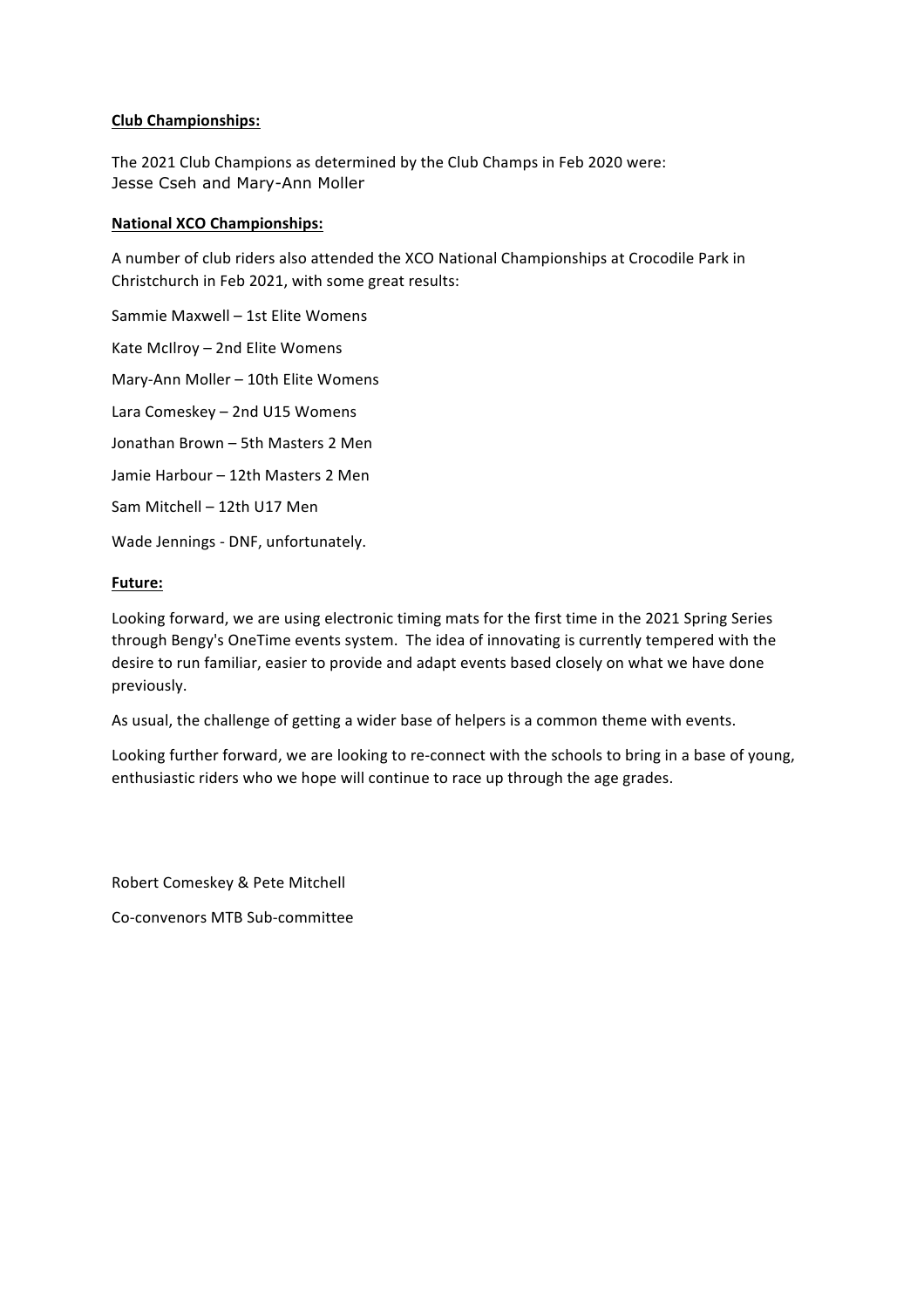**Club Championships:**

The 2021 Club Champions as determined by the Club Champs in Feb 2020 were:
Jesse Cseh and Mary-Ann Moller

**National XCO Championships:**

A number of club riders also attended the XCO National Championships at Crocodile Park in Christchurch in Feb 2021, with some great results:

Sammie Maxwell – 1st Elite Womens

Kate McIlroy – 2nd Elite Womens

Mary-Ann Moller – 10th Elite Womens

Lara Comeskey – 2nd U15 Womens

Jonathan Brown – 5th Masters 2 Men

Jamie Harbour – 12th Masters 2 Men

Sam Mitchell – 12th U17 Men

Wade Jennings - DNF, unfortunately.

**Future:**

Looking forward, we are using electronic timing mats for the first time in the 2021 Spring Series through Bengy's OneTime events system. The idea of innovating is currently tempered with the desire to run familiar, easier to provide and adapt events based closely on what we have done previously.

As usual, the challenge of getting a wider base of helpers is a common theme with events.

Looking further forward, we are looking to re-connect with the schools to bring in a base of young, enthusiastic riders who we hope will continue to race up through the age grades.

Robert Comeskey & Pete Mitchell

Co-convenors MTB Sub-committee